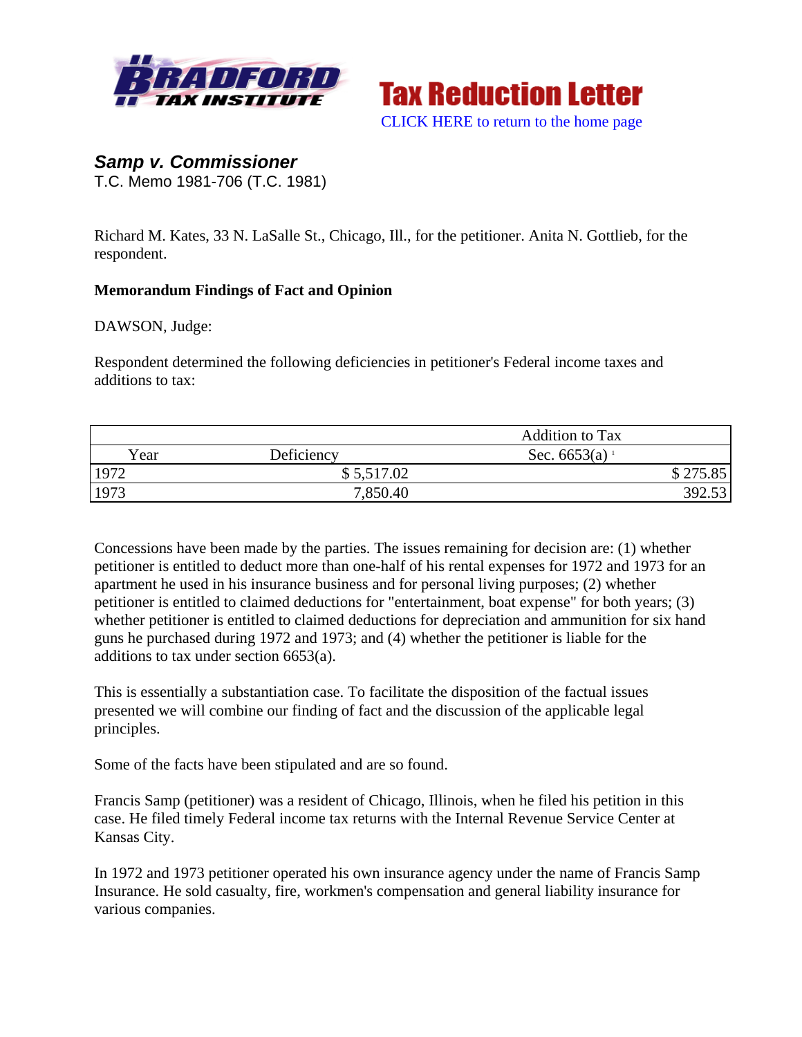Tax Reduction Letter

CLICK HERE to return to the home page

## *Samp v. Commissioner*

T.C. Memo 1981-706 (T.C. 1981)

Richard M. Kates, 33 N. LaSalle St., Chicago, Ill., for the petitioner. Anita N. Gottlieb, for the respondent.

**Memorandum Findings of Fact and Opinion**

DAWSON, Judge:

Respondent determined the following deficiencies in petitioner's Federal income taxes and additions to tax:

| | | Addition to Tax |
|---|---|---|
| Year | Deficiency | Sec. 6653(a) [1] |
| 1972 | $ 5,517.02 | $ 275.85 |
| 1973 | 7,850.40 | 392.53 |

Concessions have been made by the parties. The issues remaining for decision are: (1) whether petitioner is entitled to deduct more than one-half of his rental expenses for 1972 and 1973 for an apartment he used in his insurance business and for personal living purposes; (2) whether petitioner is entitled to claimed deductions for "entertainment, boat expense" for both years; (3) whether petitioner is entitled to claimed deductions for depreciation and ammunition for six hand guns he purchased during 1972 and 1973; and (4) whether the petitioner is liable for the additions to tax under section 6653(a).

This is essentially a substantiation case. To facilitate the disposition of the factual issues presented we will combine our finding of fact and the discussion of the applicable legal principles.

Some of the facts have been stipulated and are so found.

Francis Samp (petitioner) was a resident of Chicago, Illinois, when he filed his petition in this case. He filed timely Federal income tax returns with the Internal Revenue Service Center at Kansas City.

In 1972 and 1973 petitioner operated his own insurance agency under the name of Francis Samp Insurance. He sold casualty, fire, workmen's compensation and general liability insurance for various companies.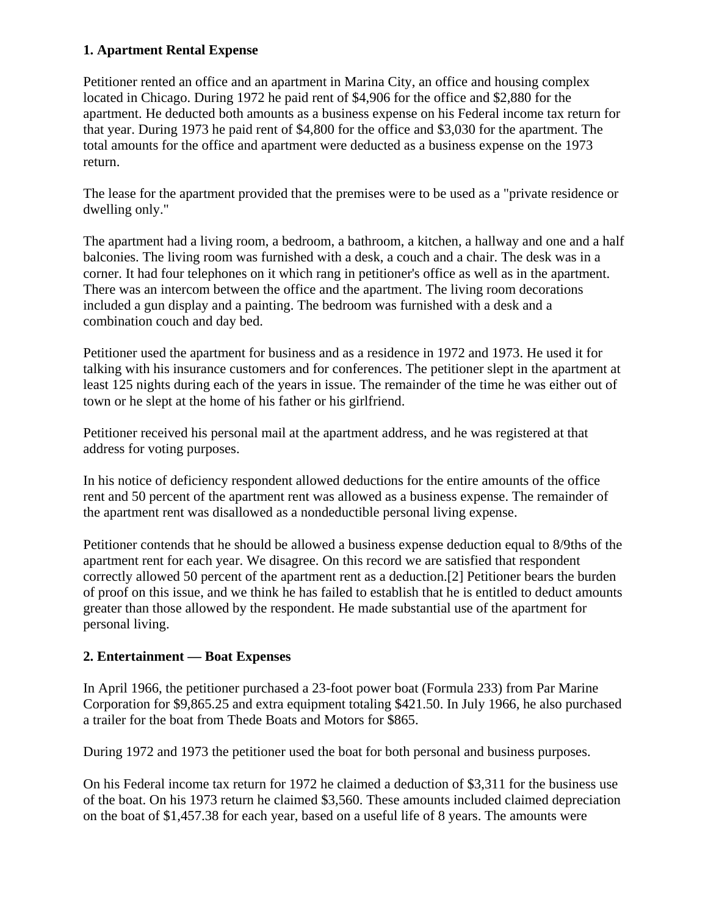### 1. Apartment Rental Expense

Petitioner rented an office and an apartment in Marina City, an office and housing complex located in Chicago. During 1972 he paid rent of $4,906 for the office and $2,880 for the apartment. He deducted both amounts as a business expense on his Federal income tax return for that year. During 1973 he paid rent of $4,800 for the office and $3,030 for the apartment. The total amounts for the office and apartment were deducted as a business expense on the 1973 return.

The lease for the apartment provided that the premises were to be used as a "private residence or dwelling only."

The apartment had a living room, a bedroom, a bathroom, a kitchen, a hallway and one and a half balconies. The living room was furnished with a desk, a couch and a chair. The desk was in a corner. It had four telephones on it which rang in petitioner's office as well as in the apartment. There was an intercom between the office and the apartment. The living room decorations included a gun display and a painting. The bedroom was furnished with a desk and a combination couch and day bed.

Petitioner used the apartment for business and as a residence in 1972 and 1973. He used it for talking with his insurance customers and for conferences. The petitioner slept in the apartment at least 125 nights during each of the years in issue. The remainder of the time he was either out of town or he slept at the home of his father or his girlfriend.

Petitioner received his personal mail at the apartment address, and he was registered at that address for voting purposes.

In his notice of deficiency respondent allowed deductions for the entire amounts of the office rent and 50 percent of the apartment rent was allowed as a business expense. The remainder of the apartment rent was disallowed as a nondeductible personal living expense.

Petitioner contends that he should be allowed a business expense deduction equal to 8/9ths of the apartment rent for each year. We disagree. On this record we are satisfied that respondent correctly allowed 50 percent of the apartment rent as a deduction.[2] Petitioner bears the burden of proof on this issue, and we think he has failed to establish that he is entitled to deduct amounts greater than those allowed by the respondent. He made substantial use of the apartment for personal living.

### 2. Entertainment — Boat Expenses

In April 1966, the petitioner purchased a 23-foot power boat (Formula 233) from Par Marine Corporation for $9,865.25 and extra equipment totaling $421.50. In July 1966, he also purchased a trailer for the boat from Thede Boats and Motors for $865.

During 1972 and 1973 the petitioner used the boat for both personal and business purposes.

On his Federal income tax return for 1972 he claimed a deduction of $3,311 for the business use of the boat. On his 1973 return he claimed $3,560. These amounts included claimed depreciation on the boat of $1,457.38 for each year, based on a useful life of 8 years. The amounts were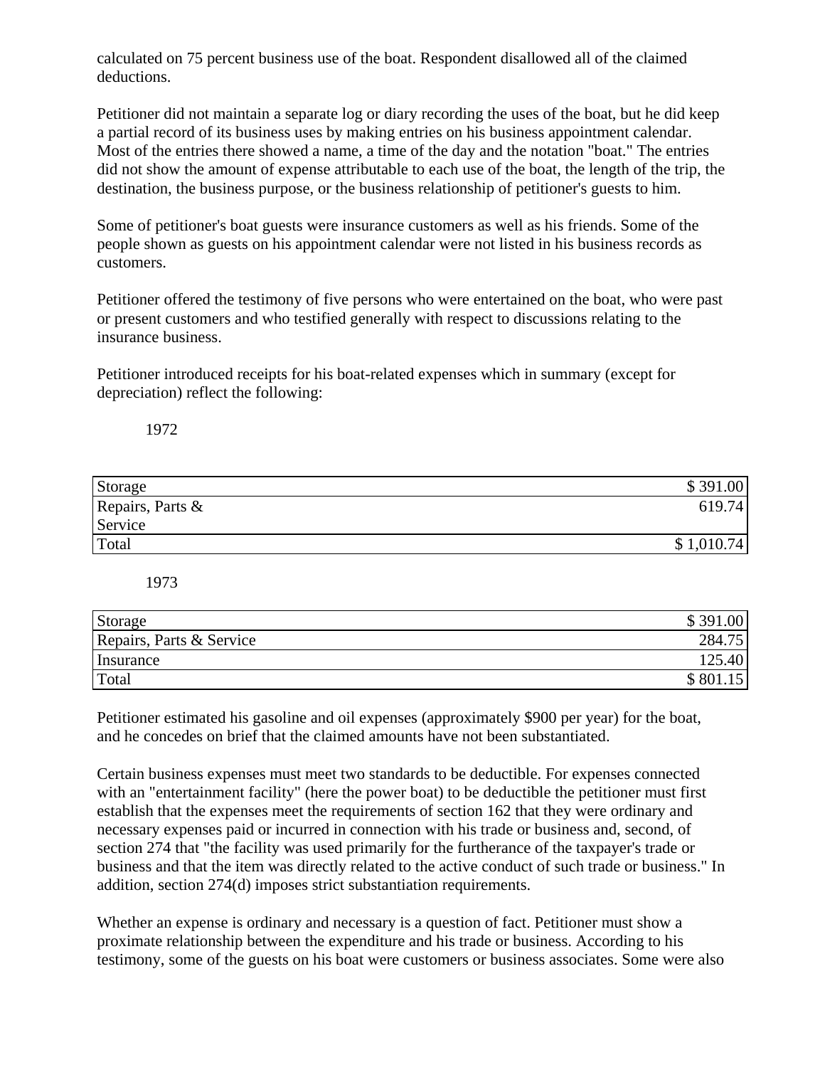calculated on 75 percent business use of the boat. Respondent disallowed all of the claimed deductions.

Petitioner did not maintain a separate log or diary recording the uses of the boat, but he did keep a partial record of its business uses by making entries on his business appointment calendar. Most of the entries there showed a name, a time of the day and the notation "boat." The entries did not show the amount of expense attributable to each use of the boat, the length of the trip, the destination, the business purpose, or the business relationship of petitioner's guests to him.

Some of petitioner's boat guests were insurance customers as well as his friends. Some of the people shown as guests on his appointment calendar were not listed in his business records as customers.

Petitioner offered the testimony of five persons who were entertained on the boat, who were past or present customers and who testified generally with respect to discussions relating to the insurance business.

Petitioner introduced receipts for his boat-related expenses which in summary (except for depreciation) reflect the following:

1972

| | |
|---|---:|
| Storage | $ 391.00 |
| Repairs, Parts & Service | 619.74 |
| Total | $ 1,010.74 |

1973

| | |
|---|---:|
| Storage | $ 391.00 |
| Repairs, Parts & Service | 284.75 |
| Insurance | 125.40 |
| Total | $ 801.15 |

Petitioner estimated his gasoline and oil expenses (approximately $900 per year) for the boat, and he concedes on brief that the claimed amounts have not been substantiated.

Certain business expenses must meet two standards to be deductible. For expenses connected with an "entertainment facility" (here the power boat) to be deductible the petitioner must first establish that the expenses meet the requirements of section 162 that they were ordinary and necessary expenses paid or incurred in connection with his trade or business and, second, of section 274 that "the facility was used primarily for the furtherance of the taxpayer's trade or business and that the item was directly related to the active conduct of such trade or business." In addition, section 274(d) imposes strict substantiation requirements.

Whether an expense is ordinary and necessary is a question of fact. Petitioner must show a proximate relationship between the expenditure and his trade or business. According to his testimony, some of the guests on his boat were customers or business associates. Some were also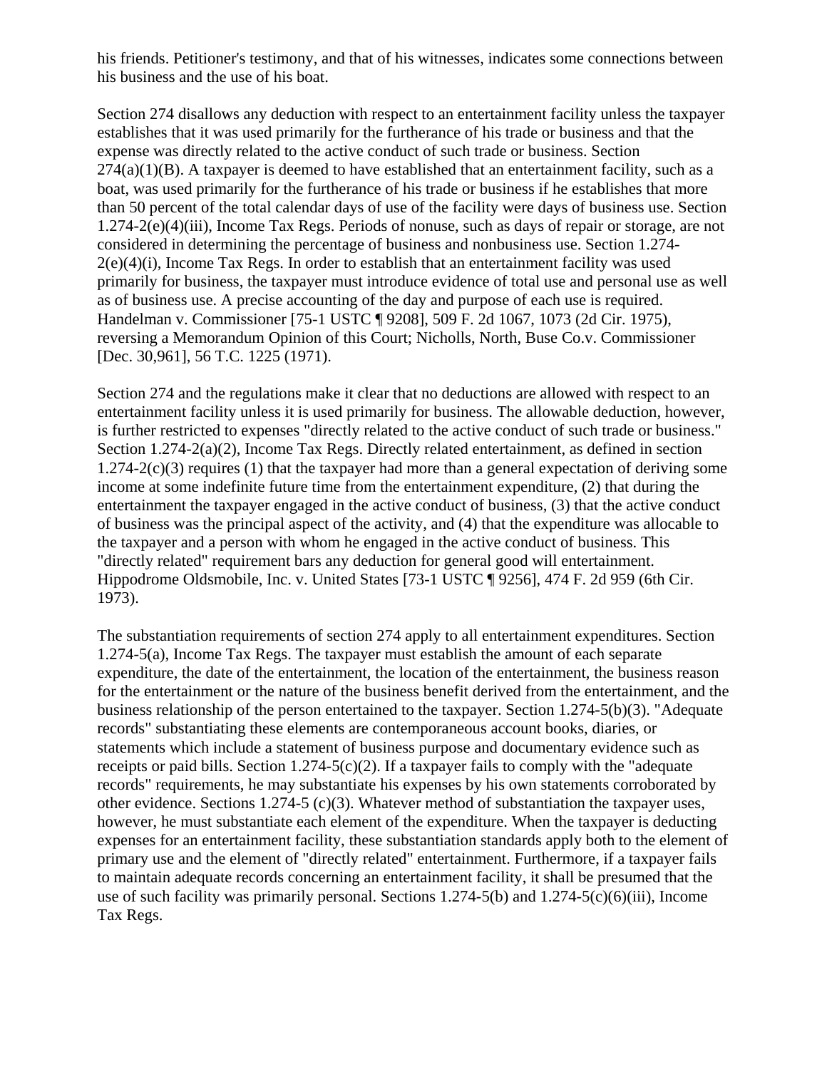his friends. Petitioner's testimony, and that of his witnesses, indicates some connections between his business and the use of his boat.

Section 274 disallows any deduction with respect to an entertainment facility unless the taxpayer establishes that it was used primarily for the furtherance of his trade or business and that the expense was directly related to the active conduct of such trade or business. Section 274(a)(1)(B). A taxpayer is deemed to have established that an entertainment facility, such as a boat, was used primarily for the furtherance of his trade or business if he establishes that more than 50 percent of the total calendar days of use of the facility were days of business use. Section 1.274-2(e)(4)(iii), Income Tax Regs. Periods of nonuse, such as days of repair or storage, are not considered in determining the percentage of business and nonbusiness use. Section 1.274-2(e)(4)(i), Income Tax Regs. In order to establish that an entertainment facility was used primarily for business, the taxpayer must introduce evidence of total use and personal use as well as of business use. A precise accounting of the day and purpose of each use is required. Handelman v. Commissioner [75-1 USTC ¶ 9208], 509 F. 2d 1067, 1073 (2d Cir. 1975), reversing a Memorandum Opinion of this Court; Nicholls, North, Buse Co.v. Commissioner [Dec. 30,961], 56 T.C. 1225 (1971).

Section 274 and the regulations make it clear that no deductions are allowed with respect to an entertainment facility unless it is used primarily for business. The allowable deduction, however, is further restricted to expenses "directly related to the active conduct of such trade or business." Section 1.274-2(a)(2), Income Tax Regs. Directly related entertainment, as defined in section 1.274-2(c)(3) requires (1) that the taxpayer had more than a general expectation of deriving some income at some indefinite future time from the entertainment expenditure, (2) that during the entertainment the taxpayer engaged in the active conduct of business, (3) that the active conduct of business was the principal aspect of the activity, and (4) that the expenditure was allocable to the taxpayer and a person with whom he engaged in the active conduct of business. This "directly related" requirement bars any deduction for general good will entertainment. Hippodrome Oldsmobile, Inc. v. United States [73-1 USTC ¶ 9256], 474 F. 2d 959 (6th Cir. 1973).

The substantiation requirements of section 274 apply to all entertainment expenditures. Section 1.274-5(a), Income Tax Regs. The taxpayer must establish the amount of each separate expenditure, the date of the entertainment, the location of the entertainment, the business reason for the entertainment or the nature of the business benefit derived from the entertainment, and the business relationship of the person entertained to the taxpayer. Section 1.274-5(b)(3). "Adequate records" substantiating these elements are contemporaneous account books, diaries, or statements which include a statement of business purpose and documentary evidence such as receipts or paid bills. Section 1.274-5(c)(2). If a taxpayer fails to comply with the "adequate records" requirements, he may substantiate his expenses by his own statements corroborated by other evidence. Sections 1.274-5 (c)(3). Whatever method of substantiation the taxpayer uses, however, he must substantiate each element of the expenditure. When the taxpayer is deducting expenses for an entertainment facility, these substantiation standards apply both to the element of primary use and the element of "directly related" entertainment. Furthermore, if a taxpayer fails to maintain adequate records concerning an entertainment facility, it shall be presumed that the use of such facility was primarily personal. Sections 1.274-5(b) and 1.274-5(c)(6)(iii), Income Tax Regs.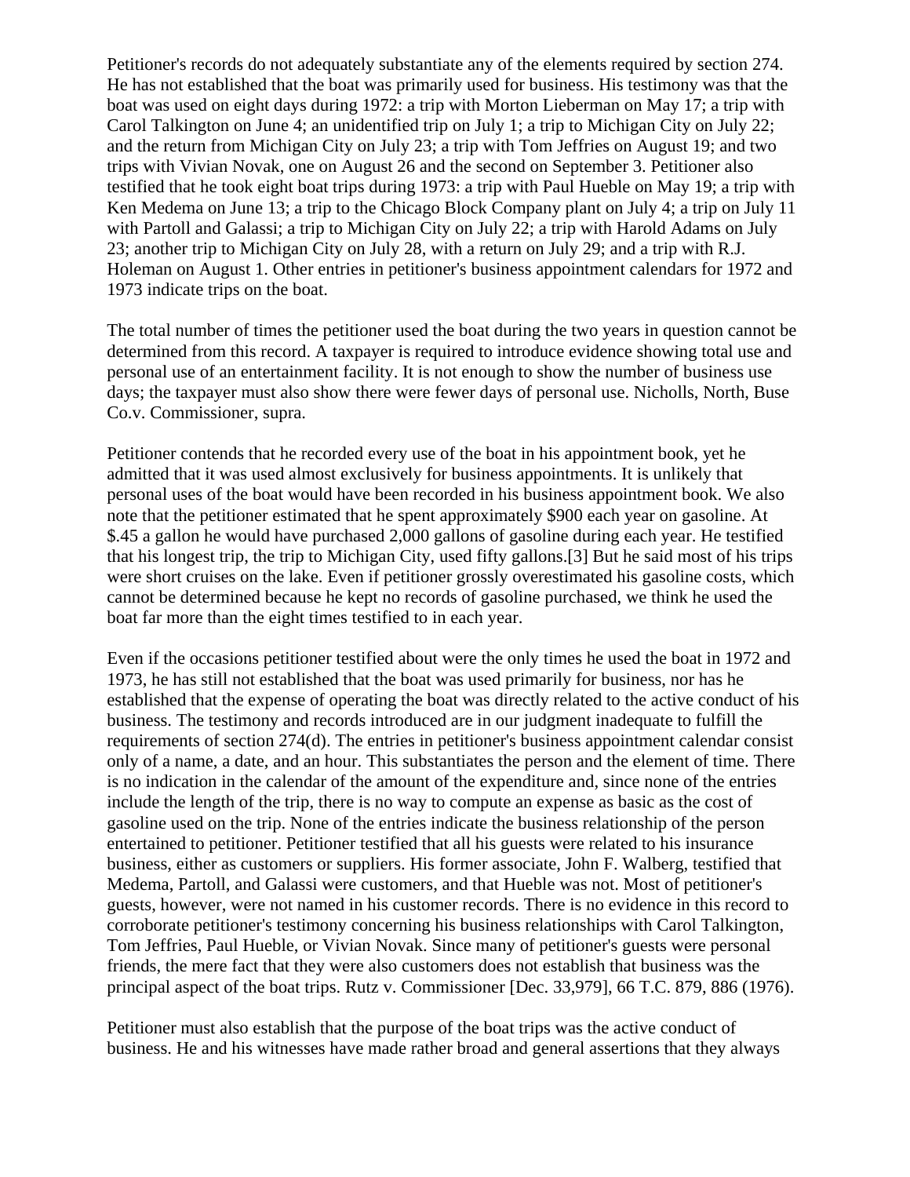Petitioner's records do not adequately substantiate any of the elements required by section 274. He has not established that the boat was primarily used for business. His testimony was that the boat was used on eight days during 1972: a trip with Morton Lieberman on May 17; a trip with Carol Talkington on June 4; an unidentified trip on July 1; a trip to Michigan City on July 22; and the return from Michigan City on July 23; a trip with Tom Jeffries on August 19; and two trips with Vivian Novak, one on August 26 and the second on September 3. Petitioner also testified that he took eight boat trips during 1973: a trip with Paul Hueble on May 19; a trip with Ken Medema on June 13; a trip to the Chicago Block Company plant on July 4; a trip on July 11 with Partoll and Galassi; a trip to Michigan City on July 22; a trip with Harold Adams on July 23; another trip to Michigan City on July 28, with a return on July 29; and a trip with R.J. Holeman on August 1. Other entries in petitioner's business appointment calendars for 1972 and 1973 indicate trips on the boat.

The total number of times the petitioner used the boat during the two years in question cannot be determined from this record. A taxpayer is required to introduce evidence showing total use and personal use of an entertainment facility. It is not enough to show the number of business use days; the taxpayer must also show there were fewer days of personal use. Nicholls, North, Buse Co.v. Commissioner, supra.

Petitioner contends that he recorded every use of the boat in his appointment book, yet he admitted that it was used almost exclusively for business appointments. It is unlikely that personal uses of the boat would have been recorded in his business appointment book. We also note that the petitioner estimated that he spent approximately $900 each year on gasoline. At $.45 a gallon he would have purchased 2,000 gallons of gasoline during each year. He testified that his longest trip, the trip to Michigan City, used fifty gallons.[3] But he said most of his trips were short cruises on the lake. Even if petitioner grossly overestimated his gasoline costs, which cannot be determined because he kept no records of gasoline purchased, we think he used the boat far more than the eight times testified to in each year.

Even if the occasions petitioner testified about were the only times he used the boat in 1972 and 1973, he has still not established that the boat was used primarily for business, nor has he established that the expense of operating the boat was directly related to the active conduct of his business. The testimony and records introduced are in our judgment inadequate to fulfill the requirements of section 274(d). The entries in petitioner's business appointment calendar consist only of a name, a date, and an hour. This substantiates the person and the element of time. There is no indication in the calendar of the amount of the expenditure and, since none of the entries include the length of the trip, there is no way to compute an expense as basic as the cost of gasoline used on the trip. None of the entries indicate the business relationship of the person entertained to petitioner. Petitioner testified that all his guests were related to his insurance business, either as customers or suppliers. His former associate, John F. Walberg, testified that Medema, Partoll, and Galassi were customers, and that Hueble was not. Most of petitioner's guests, however, were not named in his customer records. There is no evidence in this record to corroborate petitioner's testimony concerning his business relationships with Carol Talkington, Tom Jeffries, Paul Hueble, or Vivian Novak. Since many of petitioner's guests were personal friends, the mere fact that they were also customers does not establish that business was the principal aspect of the boat trips. Rutz v. Commissioner [Dec. 33,979], 66 T.C. 879, 886 (1976).

Petitioner must also establish that the purpose of the boat trips was the active conduct of business. He and his witnesses have made rather broad and general assertions that they always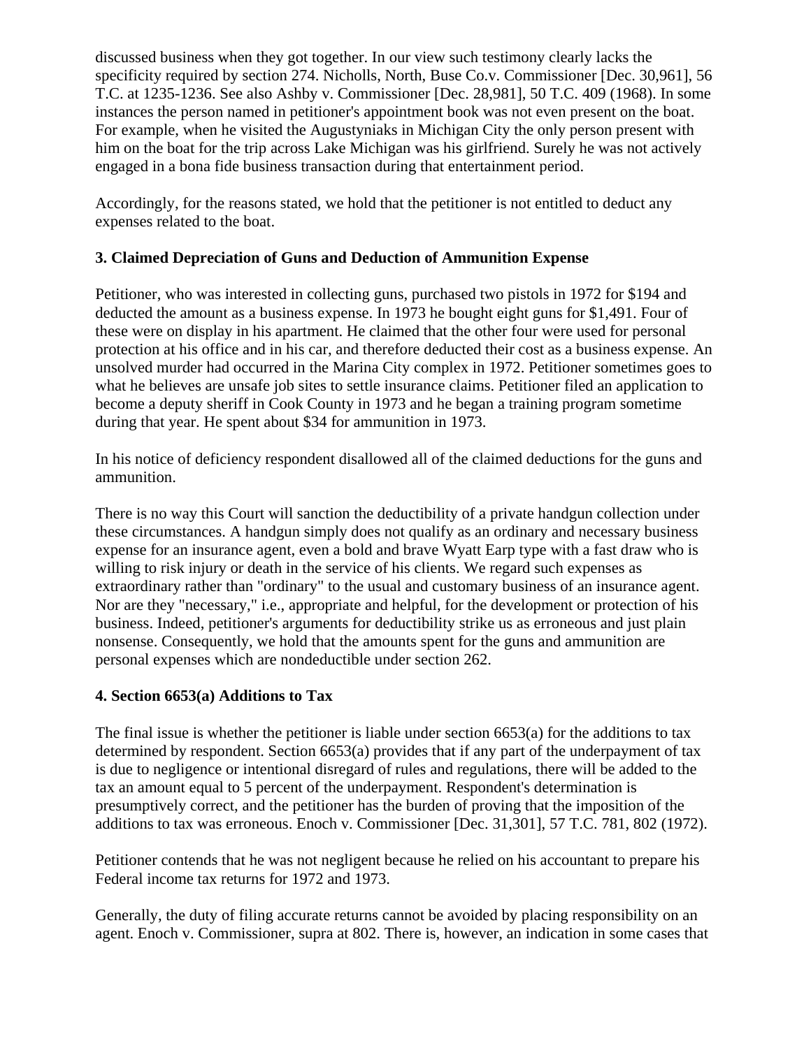discussed business when they got together. In our view such testimony clearly lacks the specificity required by section 274. Nicholls, North, Buse Co.v. Commissioner [Dec. 30,961], 56 T.C. at 1235-1236. See also Ashby v. Commissioner [Dec. 28,981], 50 T.C. 409 (1968). In some instances the person named in petitioner's appointment book was not even present on the boat. For example, when he visited the Augustyniaks in Michigan City the only person present with him on the boat for the trip across Lake Michigan was his girlfriend. Surely he was not actively engaged in a bona fide business transaction during that entertainment period.

Accordingly, for the reasons stated, we hold that the petitioner is not entitled to deduct any expenses related to the boat.

### 3. Claimed Depreciation of Guns and Deduction of Ammunition Expense

Petitioner, who was interested in collecting guns, purchased two pistols in 1972 for $194 and deducted the amount as a business expense. In 1973 he bought eight guns for $1,491. Four of these were on display in his apartment. He claimed that the other four were used for personal protection at his office and in his car, and therefore deducted their cost as a business expense. An unsolved murder had occurred in the Marina City complex in 1972. Petitioner sometimes goes to what he believes are unsafe job sites to settle insurance claims. Petitioner filed an application to become a deputy sheriff in Cook County in 1973 and he began a training program sometime during that year. He spent about $34 for ammunition in 1973.

In his notice of deficiency respondent disallowed all of the claimed deductions for the guns and ammunition.

There is no way this Court will sanction the deductibility of a private handgun collection under these circumstances. A handgun simply does not qualify as an ordinary and necessary business expense for an insurance agent, even a bold and brave Wyatt Earp type with a fast draw who is willing to risk injury or death in the service of his clients. We regard such expenses as extraordinary rather than "ordinary" to the usual and customary business of an insurance agent. Nor are they "necessary," i.e., appropriate and helpful, for the development or protection of his business. Indeed, petitioner's arguments for deductibility strike us as erroneous and just plain nonsense. Consequently, we hold that the amounts spent for the guns and ammunition are personal expenses which are nondeductible under section 262.

### 4. Section 6653(a) Additions to Tax

The final issue is whether the petitioner is liable under section 6653(a) for the additions to tax determined by respondent. Section 6653(a) provides that if any part of the underpayment of tax is due to negligence or intentional disregard of rules and regulations, there will be added to the tax an amount equal to 5 percent of the underpayment. Respondent's determination is presumptively correct, and the petitioner has the burden of proving that the imposition of the additions to tax was erroneous. Enoch v. Commissioner [Dec. 31,301], 57 T.C. 781, 802 (1972).

Petitioner contends that he was not negligent because he relied on his accountant to prepare his Federal income tax returns for 1972 and 1973.

Generally, the duty of filing accurate returns cannot be avoided by placing responsibility on an agent. Enoch v. Commissioner, supra at 802. There is, however, an indication in some cases that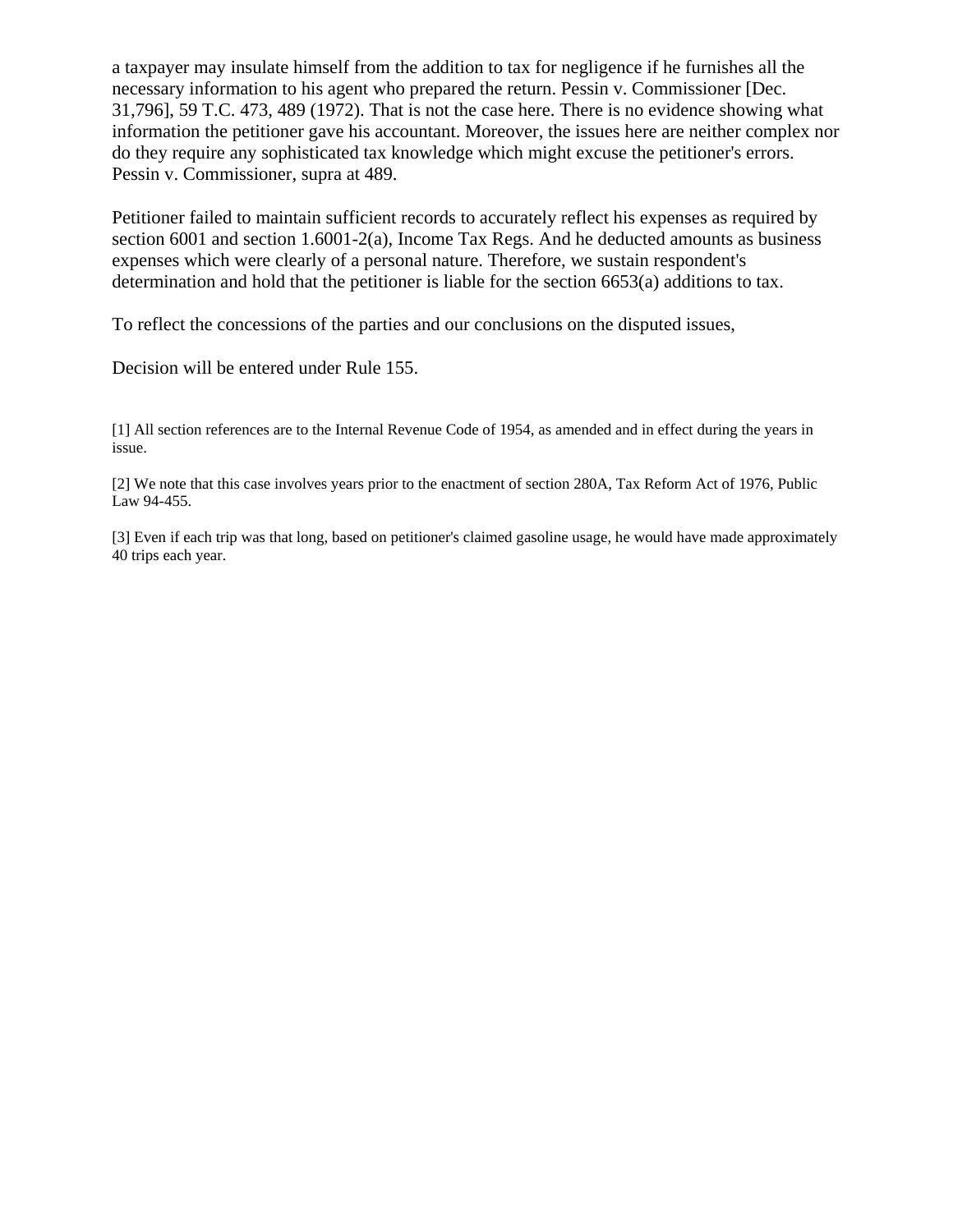a taxpayer may insulate himself from the addition to tax for negligence if he furnishes all the necessary information to his agent who prepared the return. Pessin v. Commissioner [Dec. 31,796], 59 T.C. 473, 489 (1972). That is not the case here. There is no evidence showing what information the petitioner gave his accountant. Moreover, the issues here are neither complex nor do they require any sophisticated tax knowledge which might excuse the petitioner's errors. Pessin v. Commissioner, supra at 489.

Petitioner failed to maintain sufficient records to accurately reflect his expenses as required by section 6001 and section 1.6001-2(a), Income Tax Regs. And he deducted amounts as business expenses which were clearly of a personal nature. Therefore, we sustain respondent's determination and hold that the petitioner is liable for the section 6653(a) additions to tax.

To reflect the concessions of the parties and our conclusions on the disputed issues,

Decision will be entered under Rule 155.

[1] All section references are to the Internal Revenue Code of 1954, as amended and in effect during the years in issue.

[2] We note that this case involves years prior to the enactment of section 280A, Tax Reform Act of 1976, Public Law 94-455.

[3] Even if each trip was that long, based on petitioner's claimed gasoline usage, he would have made approximately 40 trips each year.